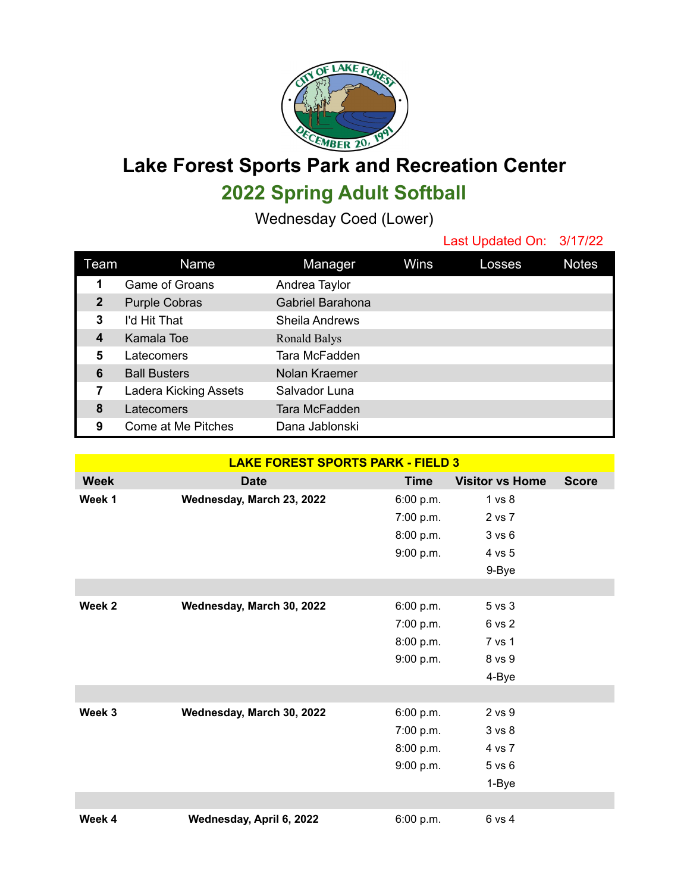# Lake Forest Sports Park and Recreation Center

## 2022 Spring Adult Softball

Wednesday Coed (Lower)

Last Updated On: 3/17/22

| Team | Name | Manager | Wins | Losses | Notes |
|---|---|---|---|---|---|
| **1** | Game of Groans | Andrea Taylor | | | |
| **2** | Purple Cobras | Gabriel Barahona | | | |
| **3** | I'd Hit That | Sheila Andrews | | | |
| **4** | Kamala Toe | Ronald Balys | | | |
| **5** | Latecomers | Tara McFadden | | | |
| **6** | Ball Busters | Nolan Kraemer | | | |
| **7** | Ladera Kicking Assets | Salvador Luna | | | |
| **8** | Latecomers | Tara McFadden | | | |
| **9** | Come at Me Pitches | Dana Jablonski | | | |

**LAKE FOREST SPORTS PARK - FIELD 3**

| Week | Date | Time | Visitor vs Home | Score |
|---|---|---|---|---|
| **Week 1** | **Wednesday, March 23, 2022** | 6:00 p.m. | 1 vs 8 | |
| | | 7:00 p.m. | 2 vs 7 | |
| | | 8:00 p.m. | 3 vs 6 | |
| | | 9:00 p.m. | 4 vs 5 | |
| | | | 9-Bye | |
| | | | | |
| **Week 2** | **Wednesday, March 30, 2022** | 6:00 p.m. | 5 vs 3 | |
| | | 7:00 p.m. | 6 vs 2 | |
| | | 8:00 p.m. | 7 vs 1 | |
| | | 9:00 p.m. | 8 vs 9 | |
| | | | 4-Bye | |
| | | | | |
| **Week 3** | **Wednesday, March 30, 2022** | 6:00 p.m. | 2 vs 9 | |
| | | 7:00 p.m. | 3 vs 8 | |
| | | 8:00 p.m. | 4 vs 7 | |
| | | 9:00 p.m. | 5 vs 6 | |
| | | | 1-Bye | |
| | | | | |
| **Week 4** | **Wednesday, April 6, 2022** | 6:00 p.m. | 6 vs 4 | |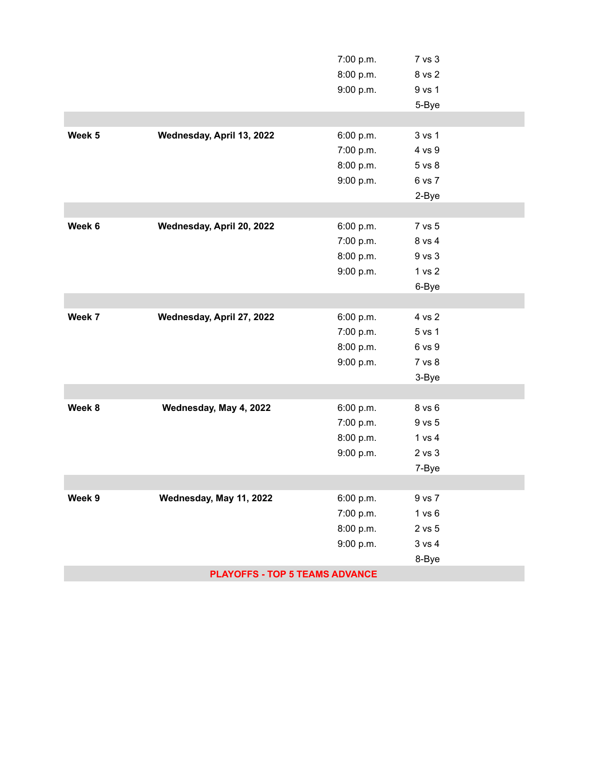| | | | |
|---|---|---|---|
| | | 7:00 p.m. | 7 vs 3 |
| | | 8:00 p.m. | 8 vs 2 |
| | | 9:00 p.m. | 9 vs 1 |
| | | | 5-Bye |
| | | | |
| **Week 5** | **Wednesday, April 13, 2022** | 6:00 p.m. | 3 vs 1 |
| | | 7:00 p.m. | 4 vs 9 |
| | | 8:00 p.m. | 5 vs 8 |
| | | 9:00 p.m. | 6 vs 7 |
| | | | 2-Bye |
| | | | |
| **Week 6** | **Wednesday, April 20, 2022** | 6:00 p.m. | 7 vs 5 |
| | | 7:00 p.m. | 8 vs 4 |
| | | 8:00 p.m. | 9 vs 3 |
| | | 9:00 p.m. | 1 vs 2 |
| | | | 6-Bye |
| | | | |
| **Week 7** | **Wednesday, April 27, 2022** | 6:00 p.m. | 4 vs 2 |
| | | 7:00 p.m. | 5 vs 1 |
| | | 8:00 p.m. | 6 vs 9 |
| | | 9:00 p.m. | 7 vs 8 |
| | | | 3-Bye |
| | | | |
| **Week 8** | **Wednesday, May 4, 2022** | 6:00 p.m. | 8 vs 6 |
| | | 7:00 p.m. | 9 vs 5 |
| | | 8:00 p.m. | 1 vs 4 |
| | | 9:00 p.m. | 2 vs 3 |
| | | | 7-Bye |
| | | | |
| **Week 9** | **Wednesday, May 11, 2022** | 6:00 p.m. | 9 vs 7 |
| | | 7:00 p.m. | 1 vs 6 |
| | | 8:00 p.m. | 2 vs 5 |
| | | 9:00 p.m. | 3 vs 4 |
| | | | 8-Bye |

**PLAYOFFS - TOP 5 TEAMS ADVANCE**